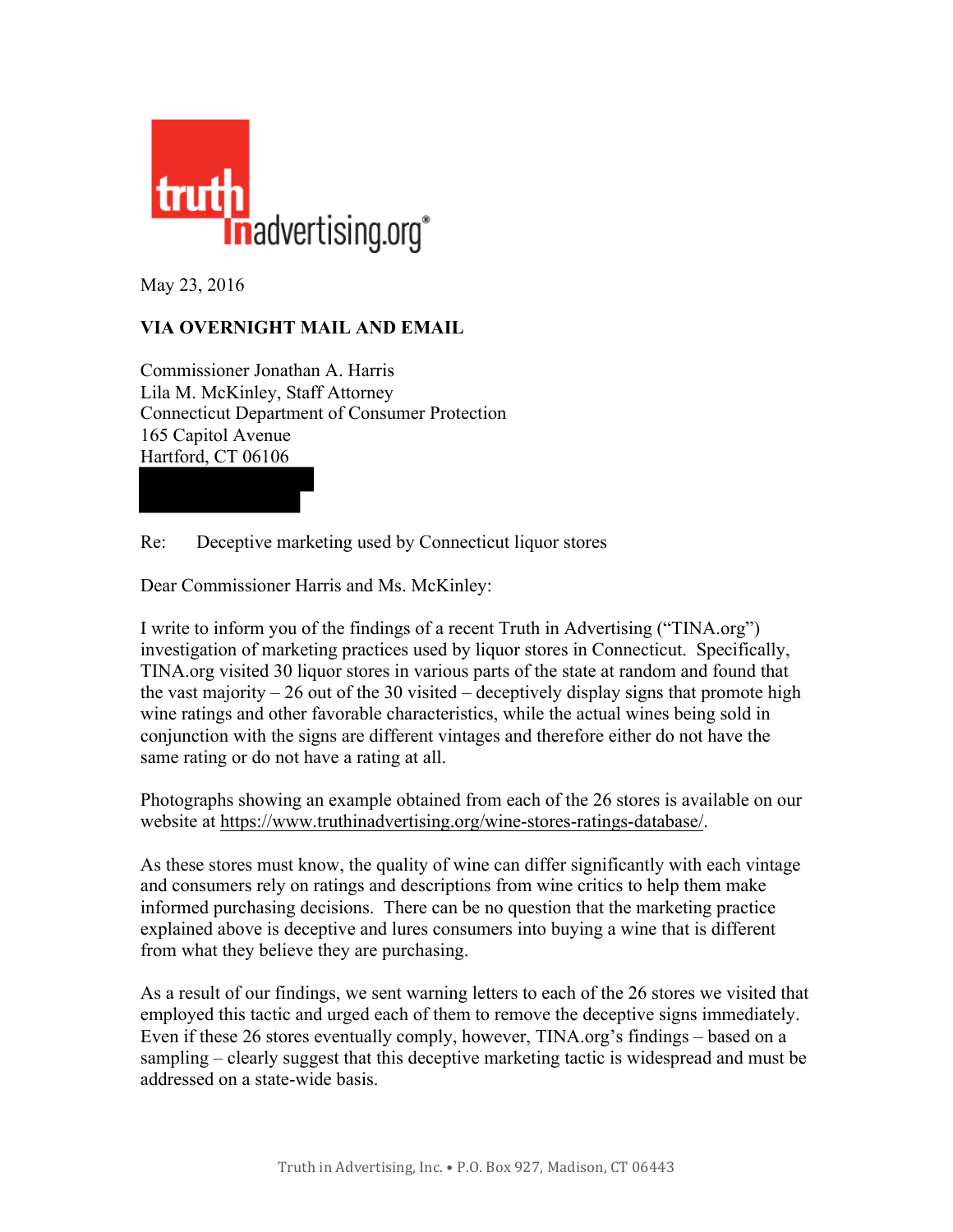truth in advertising.org®

May 23, 2016

**VIA OVERNIGHT MAIL AND EMAIL**

Commissioner Jonathan A. Harris
Lila M. McKinley, Staff Attorney
Connecticut Department of Consumer Protection
165 Capitol Avenue
Hartford, CT 06106

Re: Deceptive marketing used by Connecticut liquor stores

Dear Commissioner Harris and Ms. McKinley:

I write to inform you of the findings of a recent Truth in Advertising ("TINA.org") investigation of marketing practices used by liquor stores in Connecticut. Specifically, TINA.org visited 30 liquor stores in various parts of the state at random and found that the vast majority – 26 out of the 30 visited – deceptively display signs that promote high wine ratings and other favorable characteristics, while the actual wines being sold in conjunction with the signs are different vintages and therefore either do not have the same rating or do not have a rating at all.

Photographs showing an example obtained from each of the 26 stores is available on our website at https://www.truthinadvertising.org/wine-stores-ratings-database/.

As these stores must know, the quality of wine can differ significantly with each vintage and consumers rely on ratings and descriptions from wine critics to help them make informed purchasing decisions. There can be no question that the marketing practice explained above is deceptive and lures consumers into buying a wine that is different from what they believe they are purchasing.

As a result of our findings, we sent warning letters to each of the 26 stores we visited that employed this tactic and urged each of them to remove the deceptive signs immediately. Even if these 26 stores eventually comply, however, TINA.org's findings – based on a sampling – clearly suggest that this deceptive marketing tactic is widespread and must be addressed on a state-wide basis.

Truth in Advertising, Inc. • P.O. Box 927, Madison, CT 06443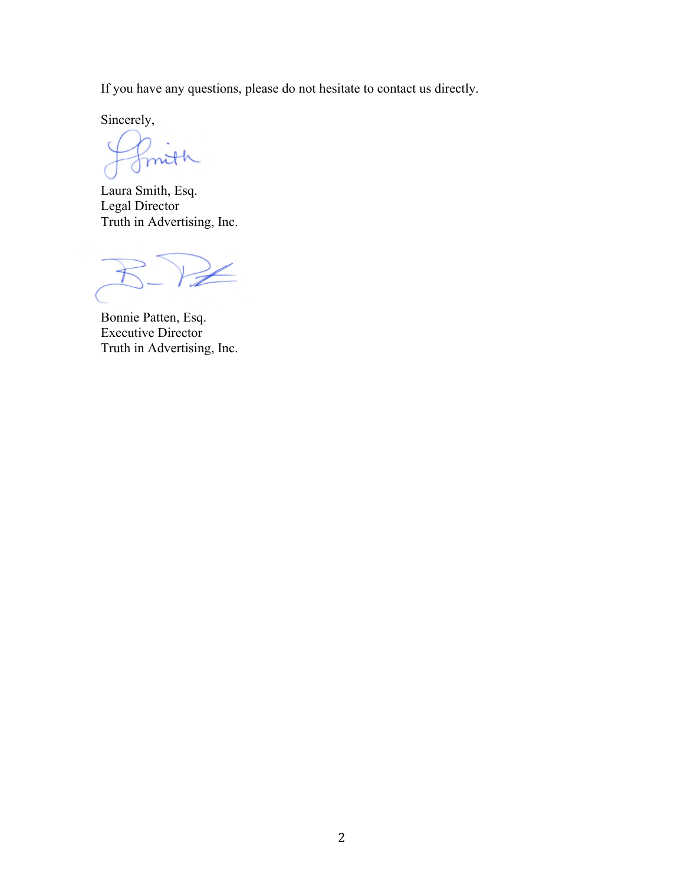If you have any questions, please do not hesitate to contact us directly.

Sincerely,

Laura Smith, Esq.
Legal Director
Truth in Advertising, Inc.

Bonnie Patten, Esq.
Executive Director
Truth in Advertising, Inc.